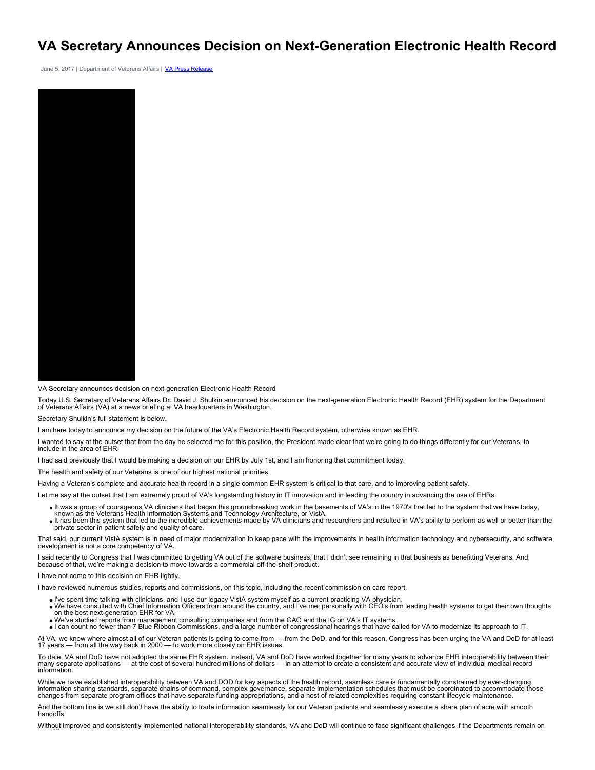# VA Secretary Announces Decision on Next-Generation Electronic Health Record

June 5, 2017 | Department of Veterans Affairs | [VA Press Release]

VA Secretary announces decision on next-generation Electronic Health Record

Today U.S. Secretary of Veterans Affairs Dr. David J. Shulkin announced his decision on the next-generation Electronic Health Record (EHR) system for the Department of Veterans Affairs (VA) at a news briefing at VA headquarters in Washington.

Secretary Shulkin's full statement is below.

I am here today to announce my decision on the future of the VA's Electronic Health Record system, otherwise known as EHR.

I wanted to say at the outset that from the day he selected me for this position, the President made clear that we're going to do things differently for our Veterans, to include in the area of EHR.

I had said previously that I would be making a decision on our EHR by July 1st, and I am honoring that commitment today.

The health and safety of our Veterans is one of our highest national priorities.

Having a Veteran's complete and accurate health record in a single common EHR system is critical to that care, and to improving patient safety.

Let me say at the outset that I am extremely proud of VA's longstanding history in IT innovation and in leading the country in advancing the use of EHRs.

- It was a group of courageous VA clinicians that began this groundbreaking work in the basements of VA's in the 1970's that led to the system that we have today, known as the Veterans Health Information Systems and Technology Architecture, or VistA.
- It has been this system that led to the incredible achievements made by VA clinicians and researchers and resulted in VA's ability to perform as well or better than the private sector in patient safety and quality of care.

That said, our current VistA system is in need of major modernization to keep pace with the improvements in health information technology and cybersecurity, and software development is not a core competency of VA.

I said recently to Congress that I was committed to getting VA out of the software business, that I didn't see remaining in that business as benefitting Veterans. And, because of that, we're making a decision to move towards a commercial off-the-shelf product.

I have not come to this decision on EHR lightly.

I have reviewed numerous studies, reports and commissions, on this topic, including the recent commission on care report.

- I've spent time talking with clinicians, and I use our legacy VistA system myself as a current practicing VA physician.
- We have consulted with Chief Information Officers from around the country, and I've met personally with CEO's from leading health systems to get their own thoughts on the best next-generation EHR for VA.
- We've studied reports from management consulting companies and from the GAO and the IG on VA's IT systems.
- I can count no fewer than 7 Blue Ribbon Commissions, and a large number of congressional hearings that have called for VA to modernize its approach to IT.

At VA, we know where almost all of our Veteran patients is going to come from — from the DoD, and for this reason, Congress has been urging the VA and DoD for at least 17 years — from all the way back in 2000 — to work more closely on EHR issues.

To date, VA and DoD have not adopted the same EHR system. Instead, VA and DoD have worked together for many years to advance EHR interoperability between their many separate applications — at the cost of several hundred millions of dollars — in an attempt to create a consistent and accurate view of individual medical record information.

While we have established interoperability between VA and DOD for key aspects of the health record, seamless care is fundamentally constrained by ever-changing information sharing standards, separate chains of command, complex governance, separate implementation schedules that must be coordinated to accommodate those changes from separate program offices that have separate funding appropriations, and a host of related complexities requiring constant lifecycle maintenance.

And the bottom line is we still don't have the ability to trade information seamlessly for our Veteran patients and seamlessly execute a share plan of acre with smooth handoffs.

Without improved and consistently implemented national interoperability standards, VA and DoD will continue to face significant challenges if the Departments remain on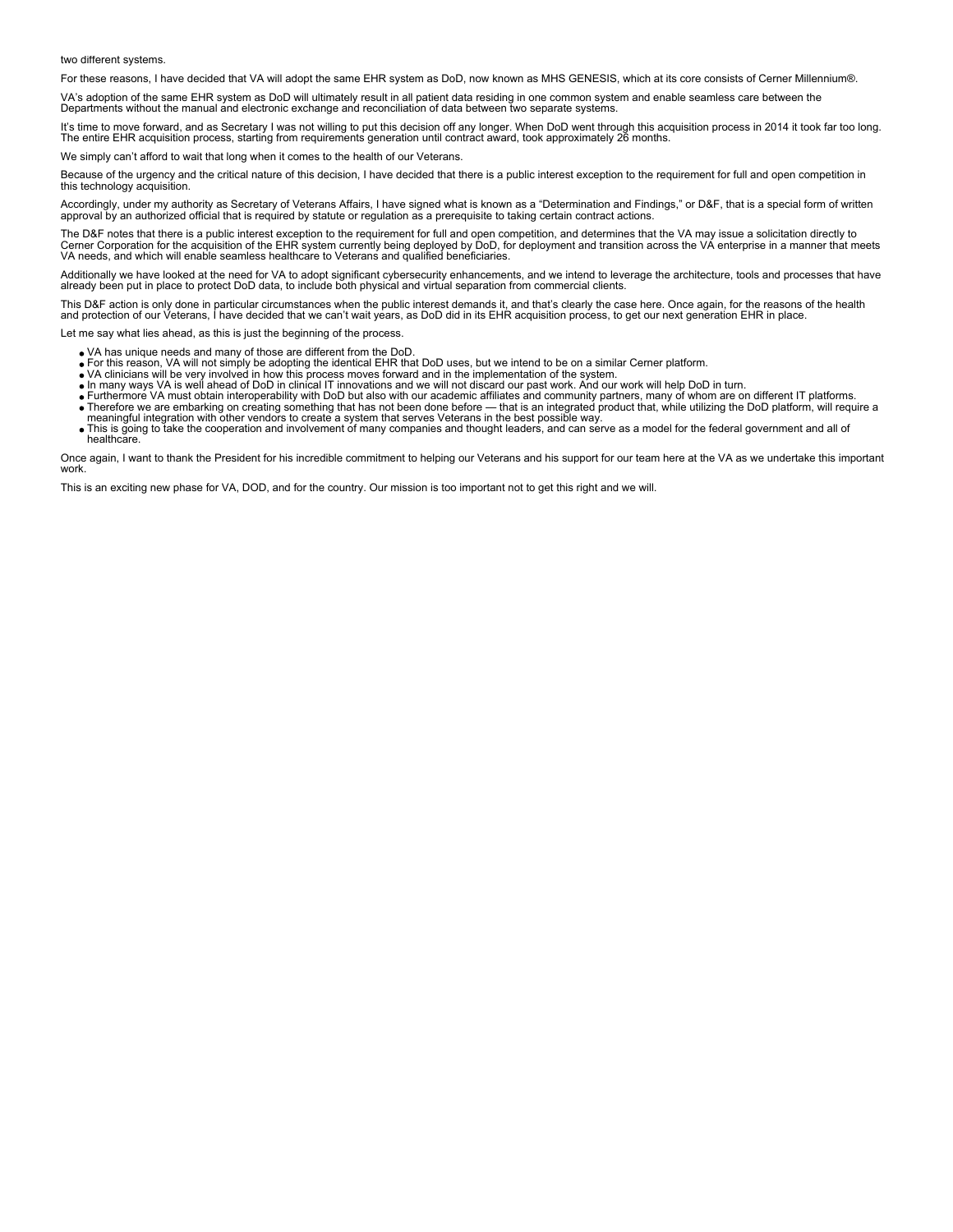two different systems.

For these reasons, I have decided that VA will adopt the same EHR system as DoD, now known as MHS GENESIS, which at its core consists of Cerner Millennium®.

VA's adoption of the same EHR system as DoD will ultimately result in all patient data residing in one common system and enable seamless care between the Departments without the manual and electronic exchange and reconciliation of data between two separate systems.

It's time to move forward, and as Secretary I was not willing to put this decision off any longer. When DoD went through this acquisition process in 2014 it took far too long. The entire EHR acquisition process, starting from requirements generation until contract award, took approximately 26 months.

We simply can't afford to wait that long when it comes to the health of our Veterans.

Because of the urgency and the critical nature of this decision, I have decided that there is a public interest exception to the requirement for full and open competition in this technology acquisition.

Accordingly, under my authority as Secretary of Veterans Affairs, I have signed what is known as a "Determination and Findings," or D&F, that is a special form of written approval by an authorized official that is required by statute or regulation as a prerequisite to taking certain contract actions.

The D&F notes that there is a public interest exception to the requirement for full and open competition, and determines that the VA may issue a solicitation directly to Cerner Corporation for the acquisition of the EHR system currently being deployed by DoD, for deployment and transition across the VA enterprise in a manner that meets VA needs, and which will enable seamless healthcare to Veterans and qualified beneficiaries.

Additionally we have looked at the need for VA to adopt significant cybersecurity enhancements, and we intend to leverage the architecture, tools and processes that have already been put in place to protect DoD data, to include both physical and virtual separation from commercial clients.

This D&F action is only done in particular circumstances when the public interest demands it, and that's clearly the case here. Once again, for the reasons of the health and protection of our Veterans, I have decided that we can't wait years, as DoD did in its EHR acquisition process, to get our next generation EHR in place.

Let me say what lies ahead, as this is just the beginning of the process.

- VA has unique needs and many of those are different from the DoD.
- For this reason, VA will not simply be adopting the identical EHR that DoD uses, but we intend to be on a similar Cerner platform.
- VA clinicians will be very involved in how this process moves forward and in the implementation of the system.
- In many ways VA is well ahead of DoD in clinical IT innovations and we will not discard our past work. And our work will help DoD in turn.
- Furthermore VA must obtain interoperability with DoD but also with our academic affiliates and community partners, many of whom are on different IT platforms.
- Therefore we are embarking on creating something that has not been done before — that is an integrated product that, while utilizing the DoD platform, will require a meaningful integration with other vendors to create a system that serves Veterans in the best possible way.
- This is going to take the cooperation and involvement of many companies and thought leaders, and can serve as a model for the federal government and all of healthcare.

Once again, I want to thank the President for his incredible commitment to helping our Veterans and his support for our team here at the VA as we undertake this important work.

This is an exciting new phase for VA, DOD, and for the country. Our mission is too important not to get this right and we will.